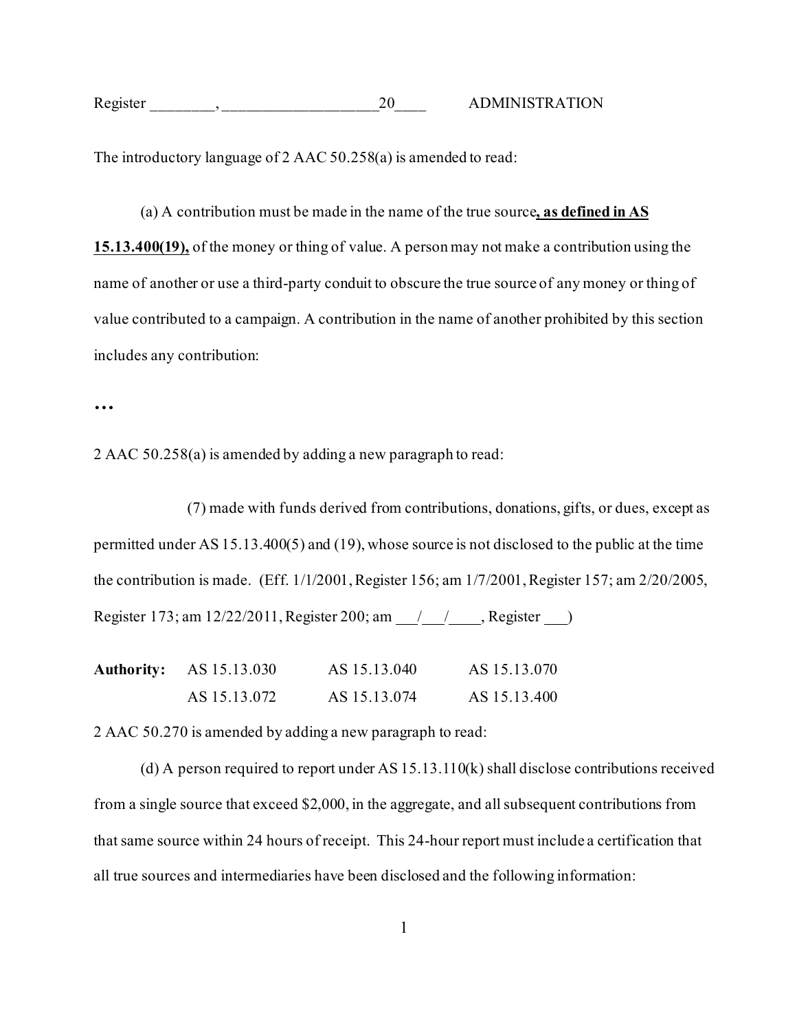Register ________, ____________________20____ ADMINISTRATION

The introductory language of 2 AAC 50.258(a) is amended to read:

(a) A contribution must be made in the name of the true source**, as defined in AS 15.13.400(19),** of the money or thing of value. A person may not make a contribution using the name of another or use a third-party conduit to obscure the true source of any money or thing of value contributed to a campaign. A contribution in the name of another prohibited by this section includes any contribution:

**…**

2 AAC 50.258(a) is amended by adding a new paragraph to read:

(7) made with funds derived from contributions, donations, gifts, or dues, except as permitted under AS 15.13.400(5) and (19), whose source is not disclosed to the public at the time the contribution is made. (Eff. 1/1/2001, Register 156; am 1/7/2001, Register 157; am 2/20/2005, Register 173; am 12/22/2011, Register 200; am ___/___/____, Register ___)

| **Authority:** | AS 15.13.030 | AS 15.13.040 | AS 15.13.070 |
|---|---|---|---|
| | AS 15.13.072 | AS 15.13.074 | AS 15.13.400 |

2 AAC 50.270 is amended by adding a new paragraph to read:

(d) A person required to report under AS 15.13.110(k) shall disclose contributions received from a single source that exceed $2,000, in the aggregate, and all subsequent contributions from that same source within 24 hours of receipt. This 24-hour report must include a certification that all true sources and intermediaries have been disclosed and the following information: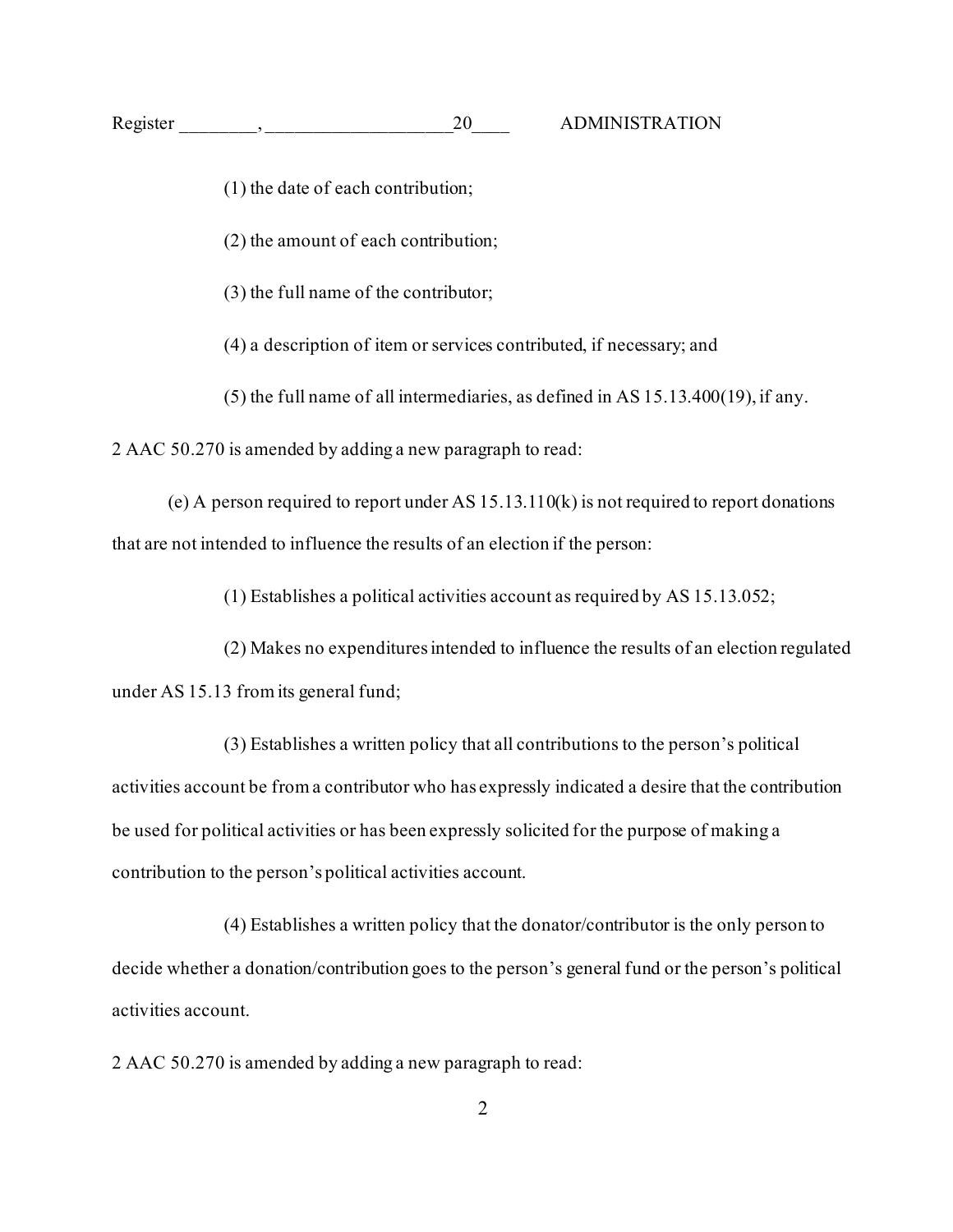(1) the date of each contribution;

(2) the amount of each contribution;

(3) the full name of the contributor;

(4) a description of item or services contributed, if necessary; and

(5) the full name of all intermediaries, as defined in AS 15.13.400(19), if any.

2 AAC 50.270 is amended by adding a new paragraph to read:

(e) A person required to report under AS 15.13.110(k) is not required to report donations that are not intended to influence the results of an election if the person:

(1) Establishes a political activities account as required by AS 15.13.052;

(2) Makes no expenditures intended to influence the results of an election regulated under AS 15.13 from its general fund;

(3) Establishes a written policy that all contributions to the person's political activities account be from a contributor who has expressly indicated a desire that the contribution be used for political activities or has been expressly solicited for the purpose of making a contribution to the person's political activities account.

(4) Establishes a written policy that the donator/contributor is the only person to decide whether a donation/contribution goes to the person's general fund or the person's political activities account.

2 AAC 50.270 is amended by adding a new paragraph to read: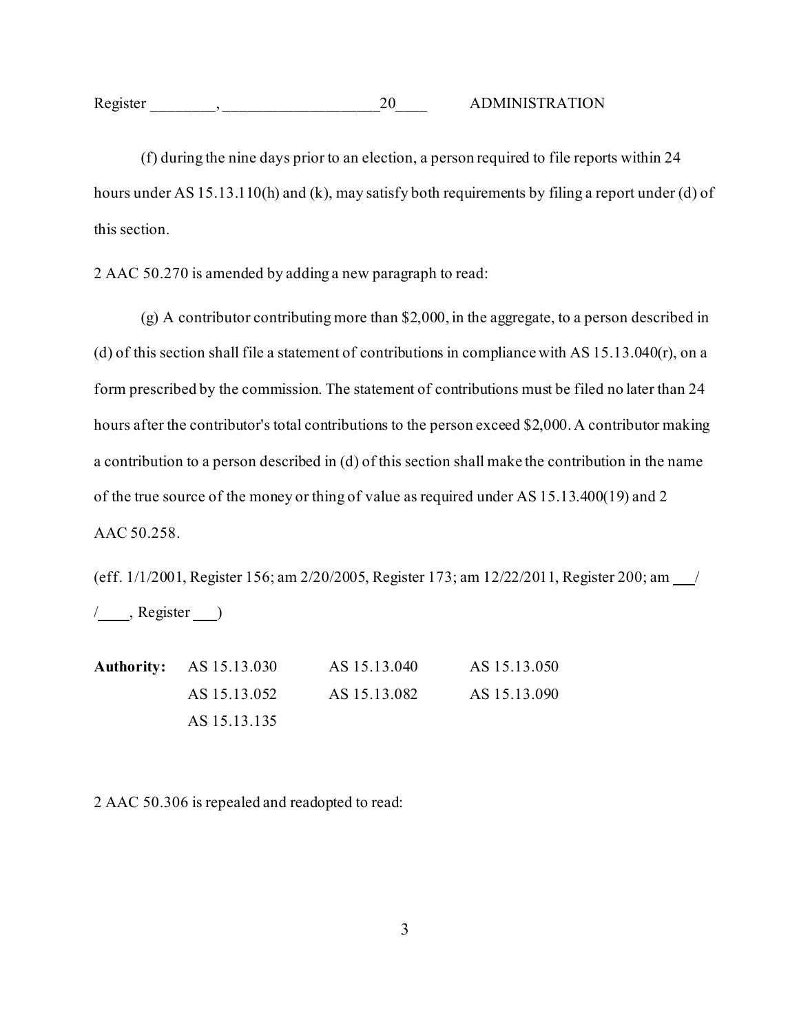(f) during the nine days prior to an election, a person required to file reports within 24 hours under AS 15.13.110(h) and (k), may satisfy both requirements by filing a report under (d) of this section.

2 AAC 50.270 is amended by adding a new paragraph to read:

(g) A contributor contributing more than $2,000, in the aggregate, to a person described in (d) of this section shall file a statement of contributions in compliance with AS 15.13.040(r), on a form prescribed by the commission. The statement of contributions must be filed no later than 24 hours after the contributor's total contributions to the person exceed $2,000. A contributor making a contribution to a person described in (d) of this section shall make the contribution in the name of the true source of the money or thing of value as required under AS 15.13.400(19) and 2 AAC 50.258.

(eff. 1/1/2001, Register 156; am 2/20/2005, Register 173; am 12/22/2011, Register 200; am ___/ /____, Register ___)

| **Authority:** | AS 15.13.030 | AS 15.13.040 | AS 15.13.050 |
|---|---|---|---|
| | AS 15.13.052 | AS 15.13.082 | AS 15.13.090 |
| | AS 15.13.135 | | |

2 AAC 50.306 is repealed and readopted to read: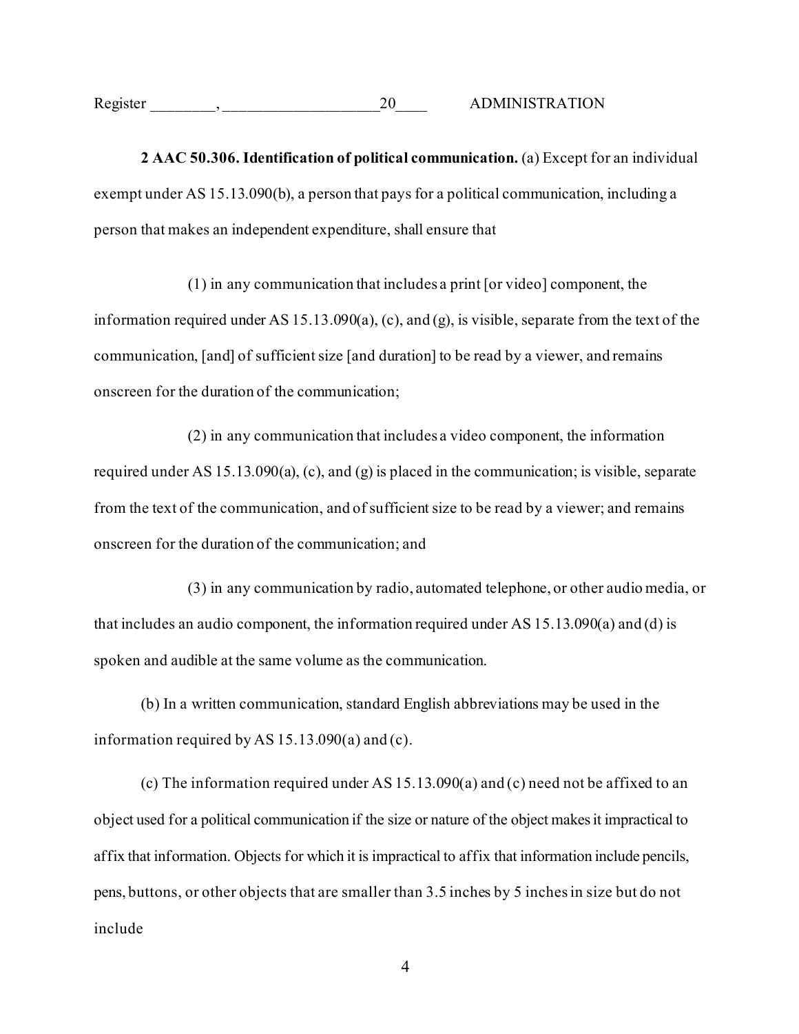Register ________, ____________________20____ ADMINISTRATION

**2 AAC 50.306. Identification of political communication.** (a) Except for an individual exempt under AS 15.13.090(b), a person that pays for a political communication, including a person that makes an independent expenditure, shall ensure that

(1) in any communication that includes a print [or video] component, the information required under AS 15.13.090(a), (c), and (g), is visible, separate from the text of the communication, [and] of sufficient size [and duration] to be read by a viewer, and remains onscreen for the duration of the communication;

(2) in any communication that includes a video component, the information required under AS 15.13.090(a), (c), and (g) is placed in the communication; is visible, separate from the text of the communication, and of sufficient size to be read by a viewer; and remains onscreen for the duration of the communication; and

(3) in any communication by radio, automated telephone, or other audio media, or that includes an audio component, the information required under AS 15.13.090(a) and (d) is spoken and audible at the same volume as the communication.

(b) In a written communication, standard English abbreviations may be used in the information required by AS 15.13.090(a) and (c).

(c) The information required under AS 15.13.090(a) and (c) need not be affixed to an object used for a political communication if the size or nature of the object makes it impractical to affix that information. Objects for which it is impractical to affix that information include pencils, pens, buttons, or other objects that are smaller than 3.5 inches by 5 inches in size but do not include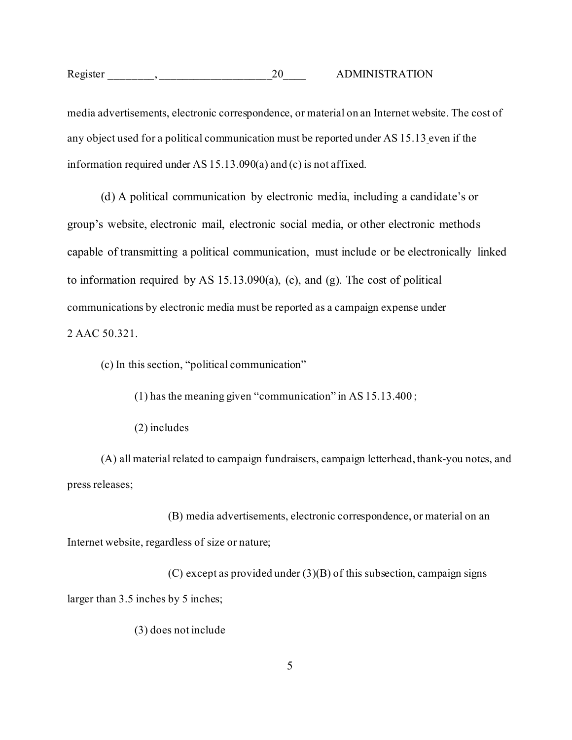media advertisements, electronic correspondence, or material on an Internet website. The cost of any object used for a political communication must be reported under AS 15.13 even if the information required under AS 15.13.090(a) and (c) is not affixed.

(d) A political communication by electronic media, including a candidate's or group's website, electronic mail, electronic social media, or other electronic methods capable of transmitting a political communication, must include or be electronically linked to information required by AS 15.13.090(a), (c), and (g). The cost of political communications by electronic media must be reported as a campaign expense under 2 AAC 50.321.

(c) In this section, "political communication"

(1) has the meaning given "communication" in AS 15.13.400 ;

(2) includes

(A) all material related to campaign fundraisers, campaign letterhead, thank-you notes, and press releases;

(B) media advertisements, electronic correspondence, or material on an Internet website, regardless of size or nature;

(C) except as provided under (3)(B) of this subsection, campaign signs larger than 3.5 inches by 5 inches;

(3) does not include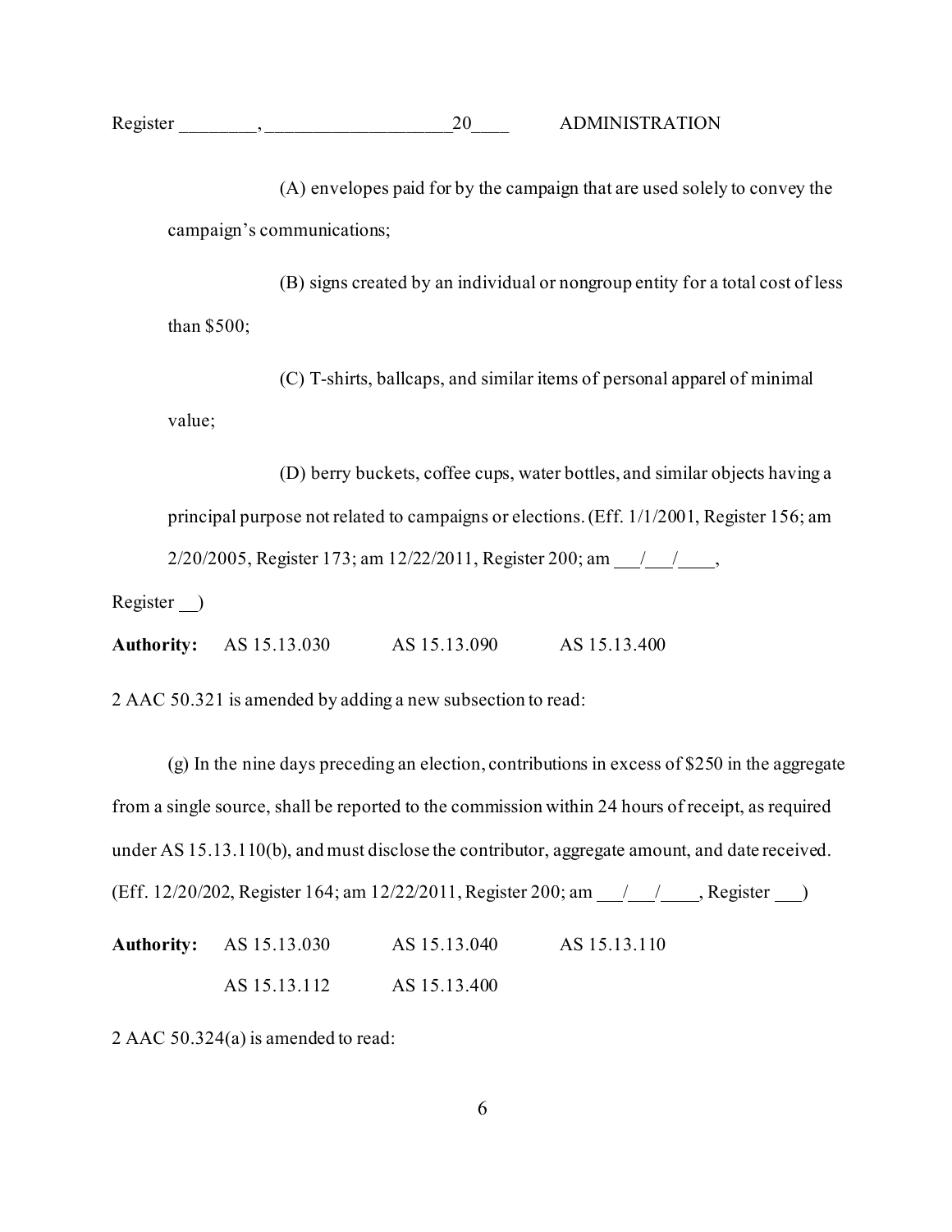(A) envelopes paid for by the campaign that are used solely to convey the campaign's communications;

(B) signs created by an individual or nongroup entity for a total cost of less than $500;

(C) T-shirts, ballcaps, and similar items of personal apparel of minimal value;

(D) berry buckets, coffee cups, water bottles, and similar objects having a principal purpose not related to campaigns or elections. (Eff. 1/1/2001, Register 156; am 2/20/2005, Register 173; am 12/22/2011, Register 200; am \_\_\_/\_\_\_/\_\_\_\_, Register \_\_)

**Authority:** AS 15.13.030 AS 15.13.090 AS 15.13.400

2 AAC 50.321 is amended by adding a new subsection to read:

(g) In the nine days preceding an election, contributions in excess of $250 in the aggregate from a single source, shall be reported to the commission within 24 hours of receipt, as required under AS 15.13.110(b), and must disclose the contributor, aggregate amount, and date received. (Eff. 12/20/202, Register 164; am 12/22/2011, Register 200; am \_\_\_/\_\_\_/\_\_\_\_, Register \_\_\_)

**Authority:** AS 15.13.030 AS 15.13.040 AS 15.13.110

AS 15.13.112 AS 15.13.400

2 AAC 50.324(a) is amended to read: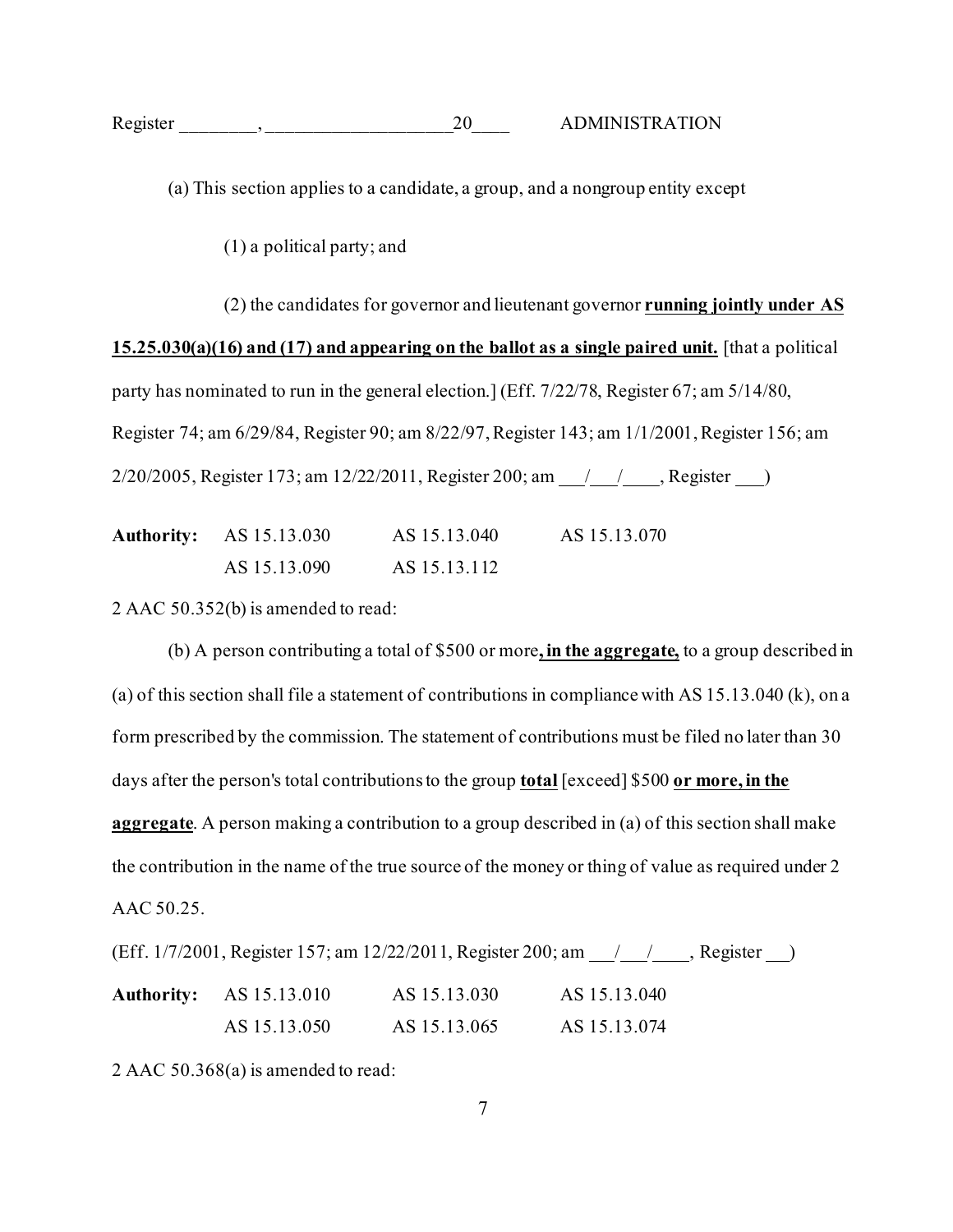(a) This section applies to a candidate, a group, and a nongroup entity except

(1) a political party; and

(2) the candidates for governor and lieutenant governor **<u>running jointly under AS 15.25.030(a)(16) and (17) and appearing on the ballot as a single paired unit.</u>** [that a political party has nominated to run in the general election.] (Eff. 7/22/78, Register 67; am 5/14/80, Register 74; am 6/29/84, Register 90; am 8/22/97, Register 143; am 1/1/2001, Register 156; am 2/20/2005, Register 173; am 12/22/2011, Register 200; am ___/___/____, Register ___)

| **Authority:** | AS 15.13.030 | AS 15.13.040 | AS 15.13.070 |
|---|---|---|---|
| | AS 15.13.090 | AS 15.13.112 | |

2 AAC 50.352(b) is amended to read:

(b) A person contributing a total of $500 or more**<u>, in the aggregate,</u>** to a group described in (a) of this section shall file a statement of contributions in compliance with AS 15.13.040 (k), on a form prescribed by the commission. The statement of contributions must be filed no later than 30 days after the person's total contributions to the group **<u>total</u>** [exceed] $500 **<u>or more, in the aggregate</u>**. A person making a contribution to a group described in (a) of this section shall make the contribution in the name of the true source of the money or thing of value as required under 2 AAC 50.25.

(Eff. 1/7/2001, Register 157; am 12/22/2011, Register 200; am ___/___/____, Register ___)

| **Authority:** | AS 15.13.010 | AS 15.13.030 | AS 15.13.040 |
|---|---|---|---|
| | AS 15.13.050 | AS 15.13.065 | AS 15.13.074 |

2 AAC 50.368(a) is amended to read: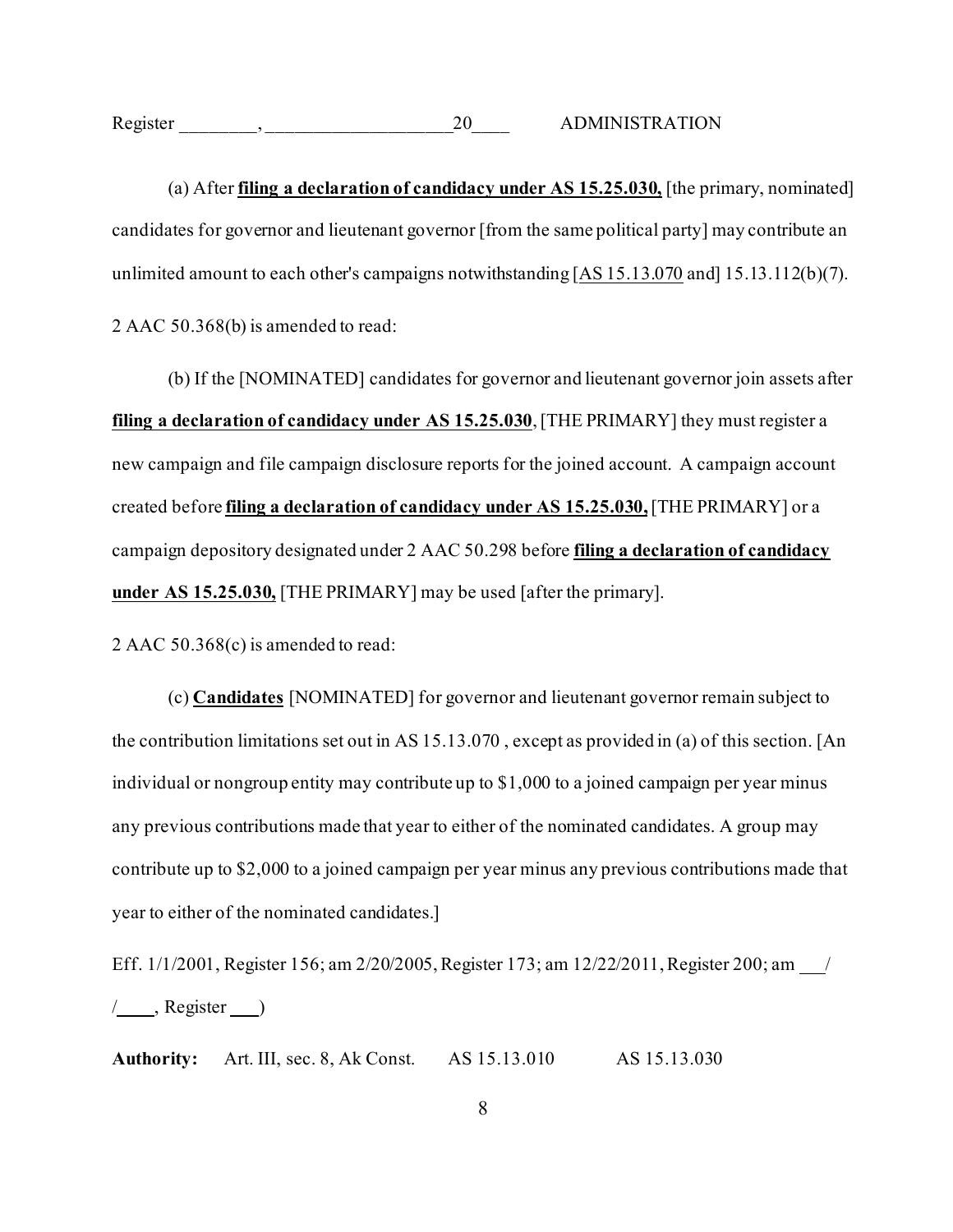(a) After **<u>filing a declaration of candidacy under AS 15.25.030,</u>** [the primary, nominated] candidates for governor and lieutenant governor [from the same political party] may contribute an unlimited amount to each other's campaigns notwithstanding [<u>AS 15.13.070</u> and] 15.13.112(b)(7).

2 AAC 50.368(b) is amended to read:

(b) If the [NOMINATED] candidates for governor and lieutenant governor join assets after **<u>filing a declaration of candidacy under AS 15.25.030</u>**, [THE PRIMARY] they must register a new campaign and file campaign disclosure reports for the joined account. A campaign account created before **<u>filing a declaration of candidacy under AS 15.25.030,</u>** [THE PRIMARY] or a campaign depository designated under 2 AAC 50.298 before **<u>filing a declaration of candidacy under AS 15.25.030,</u>** [THE PRIMARY] may be used [after the primary].

2 AAC 50.368(c) is amended to read:

(c) **<u>Candidates</u>** [NOMINATED] for governor and lieutenant governor remain subject to the contribution limitations set out in AS 15.13.070 , except as provided in (a) of this section. [An individual or nongroup entity may contribute up to $1,000 to a joined campaign per year minus any previous contributions made that year to either of the nominated candidates. A group may contribute up to $2,000 to a joined campaign per year minus any previous contributions made that year to either of the nominated candidates.]

Eff. 1/1/2001, Register 156; am 2/20/2005, Register 173; am 12/22/2011, Register 200; am \_\_\_/ /\_\_\_\_, Register \_\_\_)

**Authority:** Art. III, sec. 8, Ak Const. AS 15.13.010 AS 15.13.030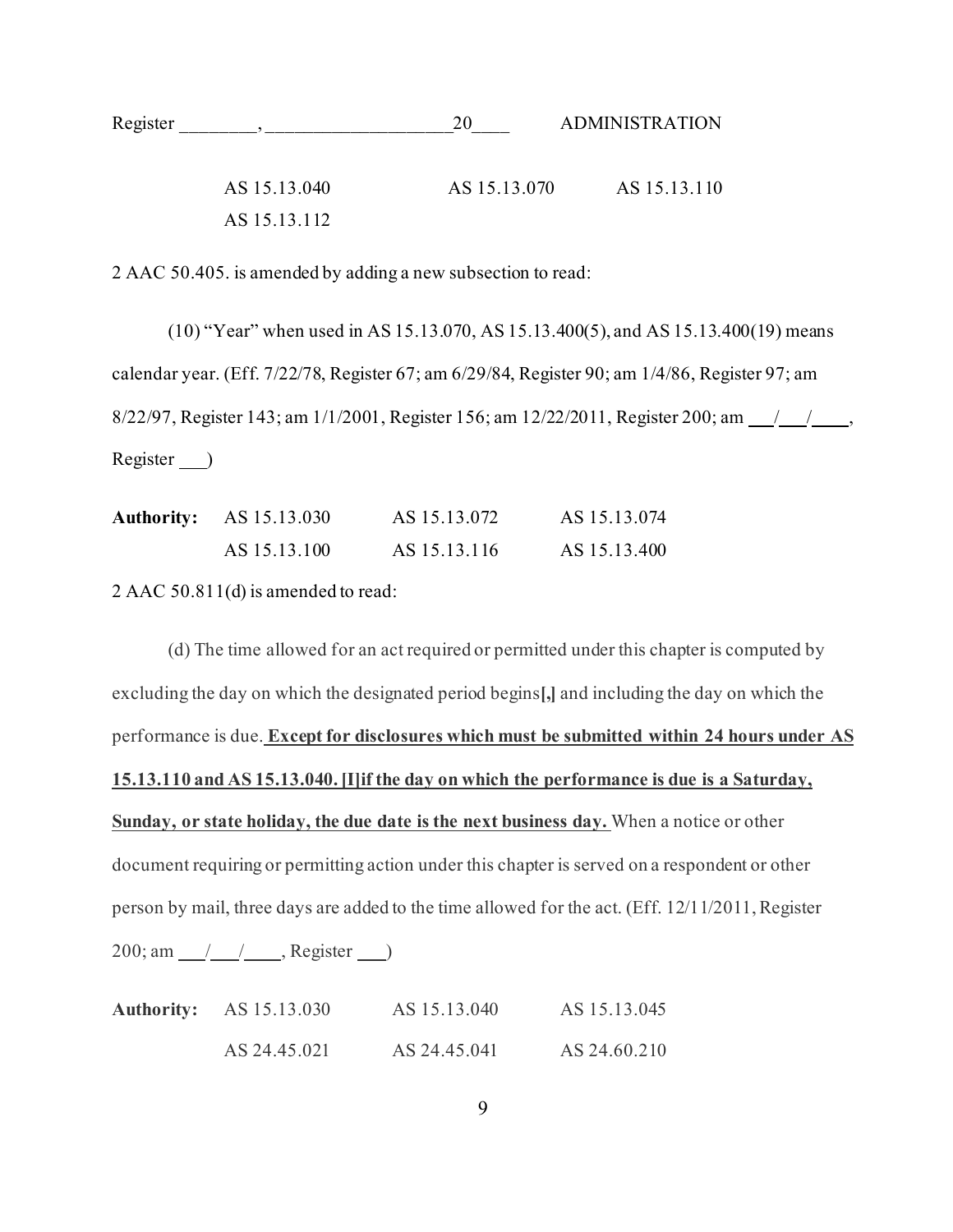Register ________, ____________________20____ ADMINISTRATION

| | | |
|---|---|---|
| AS 15.13.040 | AS 15.13.070 | AS 15.13.110 |
| AS 15.13.112 | | |

2 AAC 50.405. is amended by adding a new subsection to read:

(10) "Year" when used in AS 15.13.070, AS 15.13.400(5), and AS 15.13.400(19) means calendar year. (Eff. 7/22/78, Register 67; am 6/29/84, Register 90; am 1/4/86, Register 97; am 8/22/97, Register 143; am 1/1/2001, Register 156; am 12/22/2011, Register 200; am ___/___/____, Register ___)

| **Authority:** | AS 15.13.030 | AS 15.13.072 | AS 15.13.074 |
|---|---|---|---|
| | AS 15.13.100 | AS 15.13.116 | AS 15.13.400 |

2 AAC 50.811(d) is amended to read:

(d) The time allowed for an act required or permitted under this chapter is computed by excluding the day on which the designated period begins**[,]** and including the day on which the performance is due. **Except for disclosures which must be submitted within 24 hours under AS 15.13.110 and AS 15.13.040. [I]if the day on which the performance is due is a Saturday, Sunday, or state holiday, the due date is the next business day.** When a notice or other document requiring or permitting action under this chapter is served on a respondent or other person by mail, three days are added to the time allowed for the act. (Eff. 12/11/2011, Register 200; am ___/___/____, Register ___)

| **Authority:** | AS 15.13.030 | AS 15.13.040 | AS 15.13.045 |
|---|---|---|---|
| | AS 24.45.021 | AS 24.45.041 | AS 24.60.210 |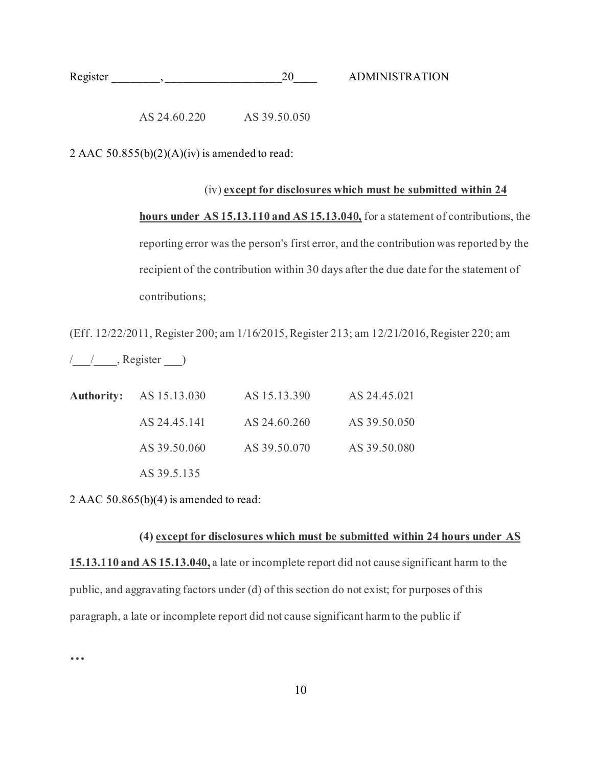AS 24.60.220 AS 39.50.050

2 AAC 50.855(b)(2)(A)(iv) is amended to read:

(iv) **<u>except for disclosures which must be submitted within 24 hours under AS 15.13.110 and AS 15.13.040,</u>** for a statement of contributions, the reporting error was the person's first error, and the contribution was reported by the recipient of the contribution within 30 days after the due date for the statement of contributions;

(Eff. 12/22/2011, Register 200; am 1/16/2015, Register 213; am 12/21/2016, Register 220; am \_\_\_/\_\_\_\_, Register \_\_\_)

| **Authority:** | AS 15.13.030 | AS 15.13.390 | AS 24.45.021 |
| --- | --- | --- | --- |
| | AS 24.45.141 | AS 24.60.260 | AS 39.50.050 |
| | AS 39.50.060 | AS 39.50.070 | AS 39.50.080 |
| | AS 39.5.135 | | |

2 AAC 50.865(b)(4) is amended to read:

**(4) <u>except for disclosures which must be submitted within 24 hours under AS 15.13.110 and AS 15.13.040,</u>** a late or incomplete report did not cause significant harm to the public, and aggravating factors under (d) of this section do not exist; for purposes of this paragraph, a late or incomplete report did not cause significant harm to the public if

…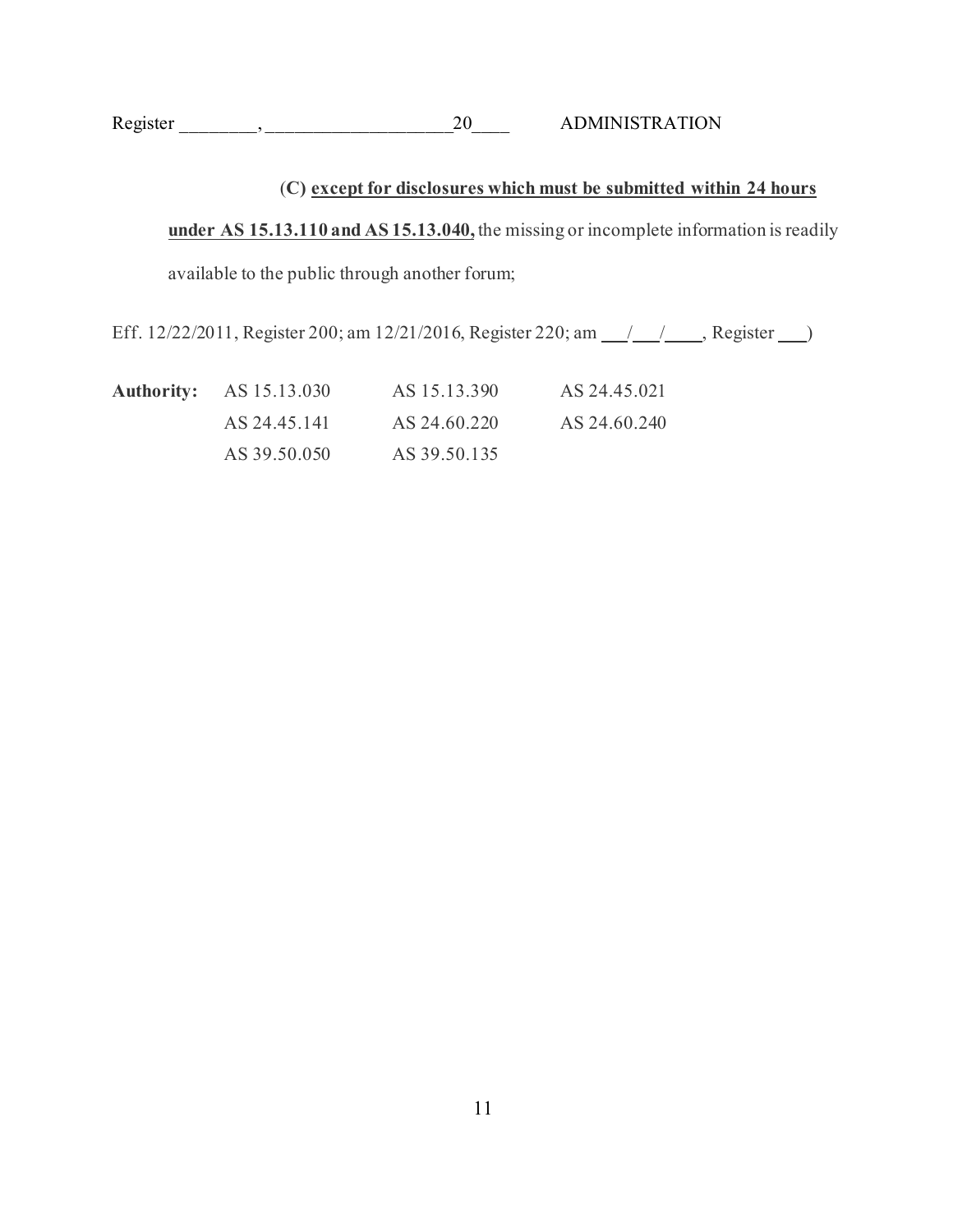(**C)** **except for disclosures which must be submitted within 24 hours under AS 15.13.110 and AS 15.13.040,** the missing or incomplete information is readily available to the public through another forum;

Eff. 12/22/2011, Register 200; am 12/21/2016, Register 220; am ___/___/____, Register ___)

| | | | |
|---|---|---|---|
| **Authority:** | AS 15.13.030 | AS 15.13.390 | AS 24.45.021 |
| | AS 24.45.141 | AS 24.60.220 | AS 24.60.240 |
| | AS 39.50.050 | AS 39.50.135 | |